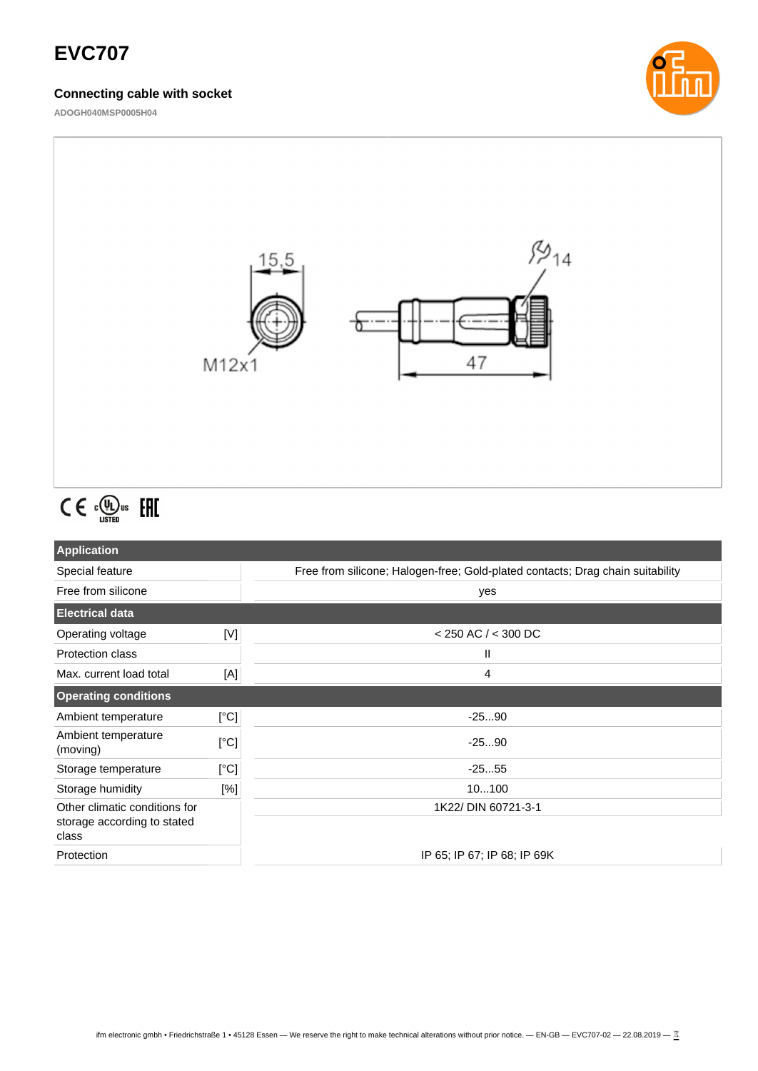# EVC707

### Connecting cable with socket

ADOGH040MSP0005H04

15,5

M12x1

14

47

| Application | | |
|---|---|---|
| Special feature | | Free from silicone; Halogen-free; Gold-plated contacts; Drag chain suitability |
| Free from silicone | | yes |
| **Electrical data** | | |
| Operating voltage | [V] | < 250 AC / < 300 DC |
| Protection class | | II |
| Max. current load total | [A] | 4 |
| **Operating conditions** | | |
| Ambient temperature | [°C] | -25...90 |
| Ambient temperature (moving) | [°C] | -25...90 |
| Storage temperature | [°C] | -25...55 |
| Storage humidity | [%] | 10...100 |
| Other climatic conditions for storage according to stated class | | 1K22/ DIN 60721-3-1 |
| Protection | | IP 65; IP 67; IP 68; IP 69K |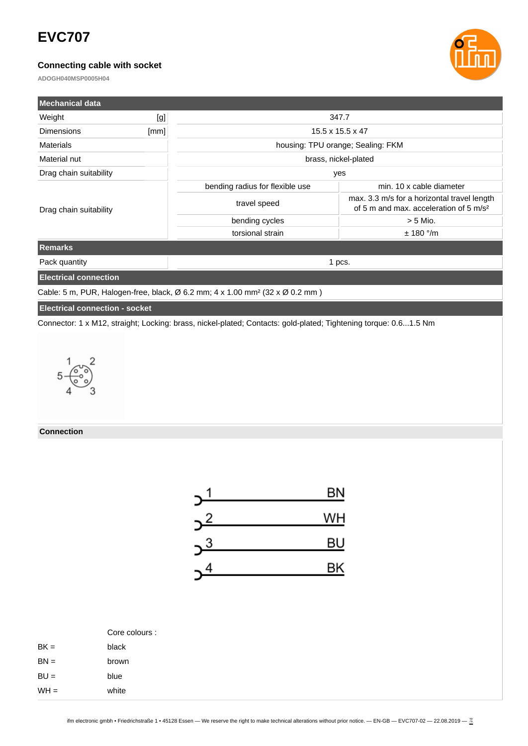# EVC707

### Connecting cable with socket

**ADOGH040MSP0005H04**

| Mechanical data | | | |
|---|---|---|---|
| Weight | [g] | 347.7 | |
| Dimensions | [mm] | 15.5 x 15.5 x 47 | |
| Materials | | housing: TPU orange; Sealing: FKM | |
| Material nut | | brass, nickel-plated | |
| Drag chain suitability | | yes | |
| Drag chain suitability | | bending radius for flexible use | min. 10 x cable diameter |
| | | travel speed | max. 3.3 m/s for a horizontal travel length of 5 m and max. acceleration of 5 m/s² |
| | | bending cycles | > 5 Mio. |
| | | torsional strain | ± 180 °/m |

| Remarks | |
|---|---|
| Pack quantity | 1 pcs. |

**Electrical connection**

Cable: 5 m, PUR, Halogen-free, black, Ø 6.2 mm; 4 x 1.00 mm² (32 x Ø 0.2 mm )

**Electrical connection - socket**

Connector: 1 x M12, straight; Locking: brass, nickel-plated; Contacts: gold-plated; Tightening torque: 0.6...1.5 Nm

1 2
5
4 3

**Connection**

1 BN
2 WH
3 BU
4 BK

| | Core colours : |
|---|---|
| BK = | black |
| BN = | brown |
| BU = | blue |
| WH = | white |